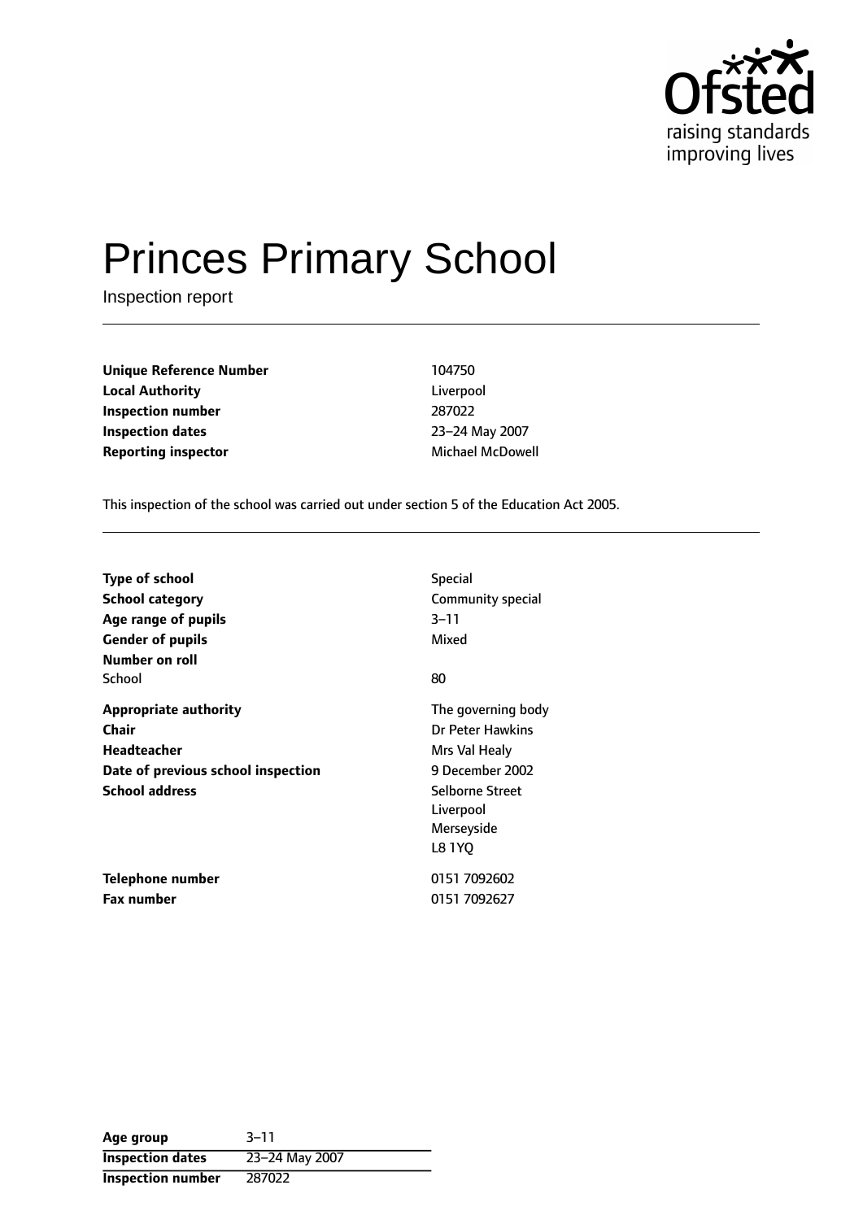# Princes Primary School

Inspection report

| | |
|---|---|
| **Unique Reference Number** | 104750 |
| **Local Authority** | Liverpool |
| **Inspection number** | 287022 |
| **Inspection dates** | 23–24 May 2007 |
| **Reporting inspector** | Michael McDowell |

This inspection of the school was carried out under section 5 of the Education Act 2005.

| | |
|---|---|
| **Type of school** | Special |
| **School category** | Community special |
| **Age range of pupils** | 3–11 |
| **Gender of pupils** | Mixed |
| **Number on roll** | |
| School | 80 |
| **Appropriate authority** | The governing body |
| **Chair** | Dr Peter Hawkins |
| **Headteacher** | Mrs Val Healy |
| **Date of previous school inspection** | 9 December 2002 |
| **School address** | Selborne Street<br>Liverpool<br>Merseyside<br>L8 1YQ |
| **Telephone number** | 0151 7092602 |
| **Fax number** | 0151 7092627 |

| | |
|---|---|
| **Age group** | 3–11 |
| **Inspection dates** | 23–24 May 2007 |
| **Inspection number** | 287022 |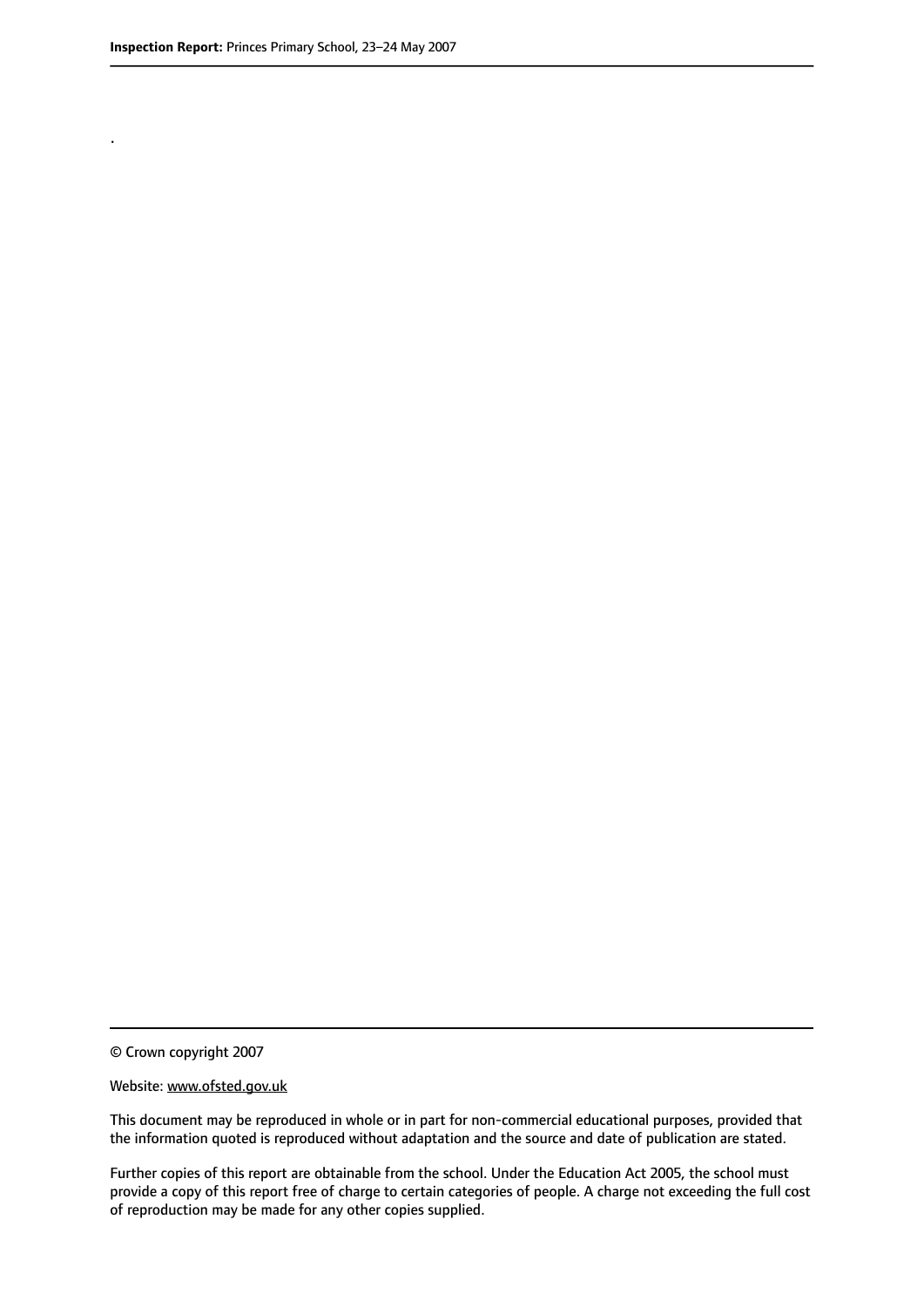.

© Crown copyright 2007

Website: www.ofsted.gov.uk

This document may be reproduced in whole or in part for non-commercial educational purposes, provided that the information quoted is reproduced without adaptation and the source and date of publication are stated.

Further copies of this report are obtainable from the school. Under the Education Act 2005, the school must provide a copy of this report free of charge to certain categories of people. A charge not exceeding the full cost of reproduction may be made for any other copies supplied.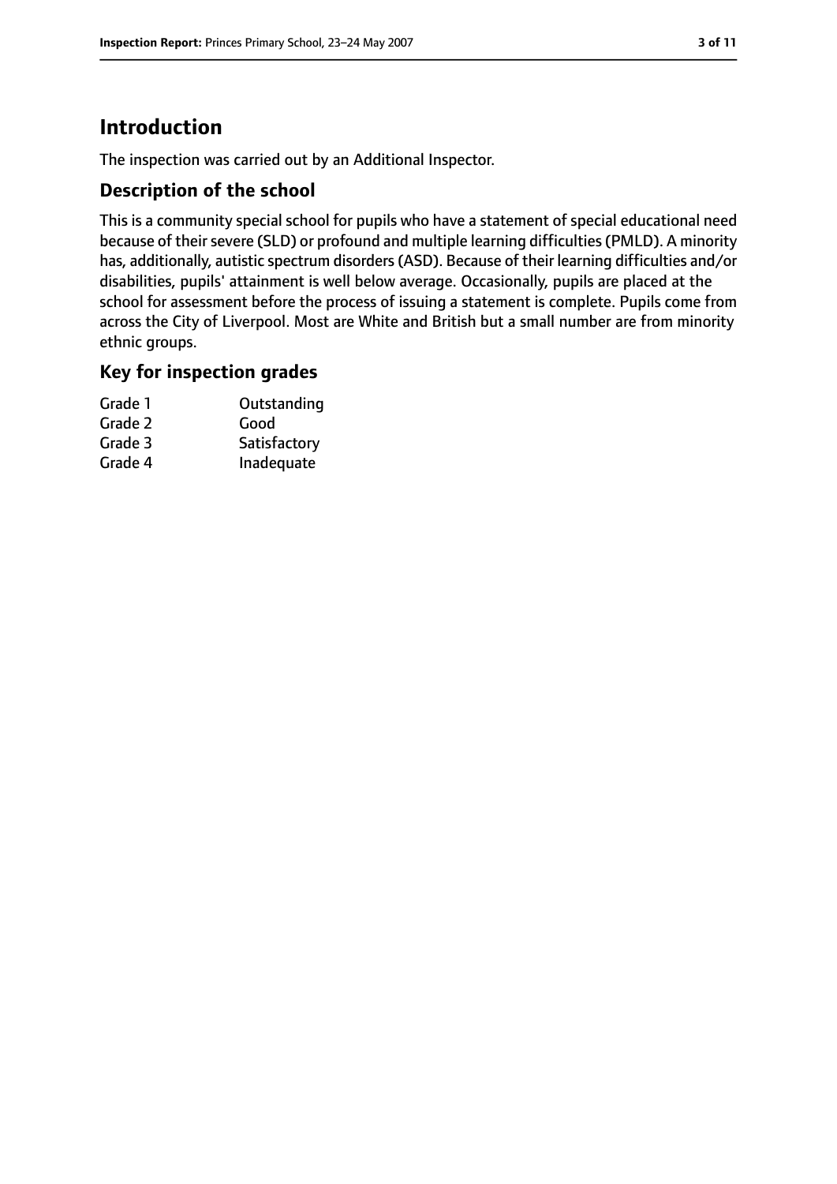# Introduction

The inspection was carried out by an Additional Inspector.

## Description of the school

This is a community special school for pupils who have a statement of special educational need because of their severe (SLD) or profound and multiple learning difficulties (PMLD). A minority has, additionally, autistic spectrum disorders (ASD). Because of their learning difficulties and/or disabilities, pupils' attainment is well below average. Occasionally, pupils are placed at the school for assessment before the process of issuing a statement is complete. Pupils come from across the City of Liverpool. Most are White and British but a small number are from minority ethnic groups.

## Key for inspection grades

| | |
|---|---|
| Grade 1 | Outstanding |
| Grade 2 | Good |
| Grade 3 | Satisfactory |
| Grade 4 | Inadequate |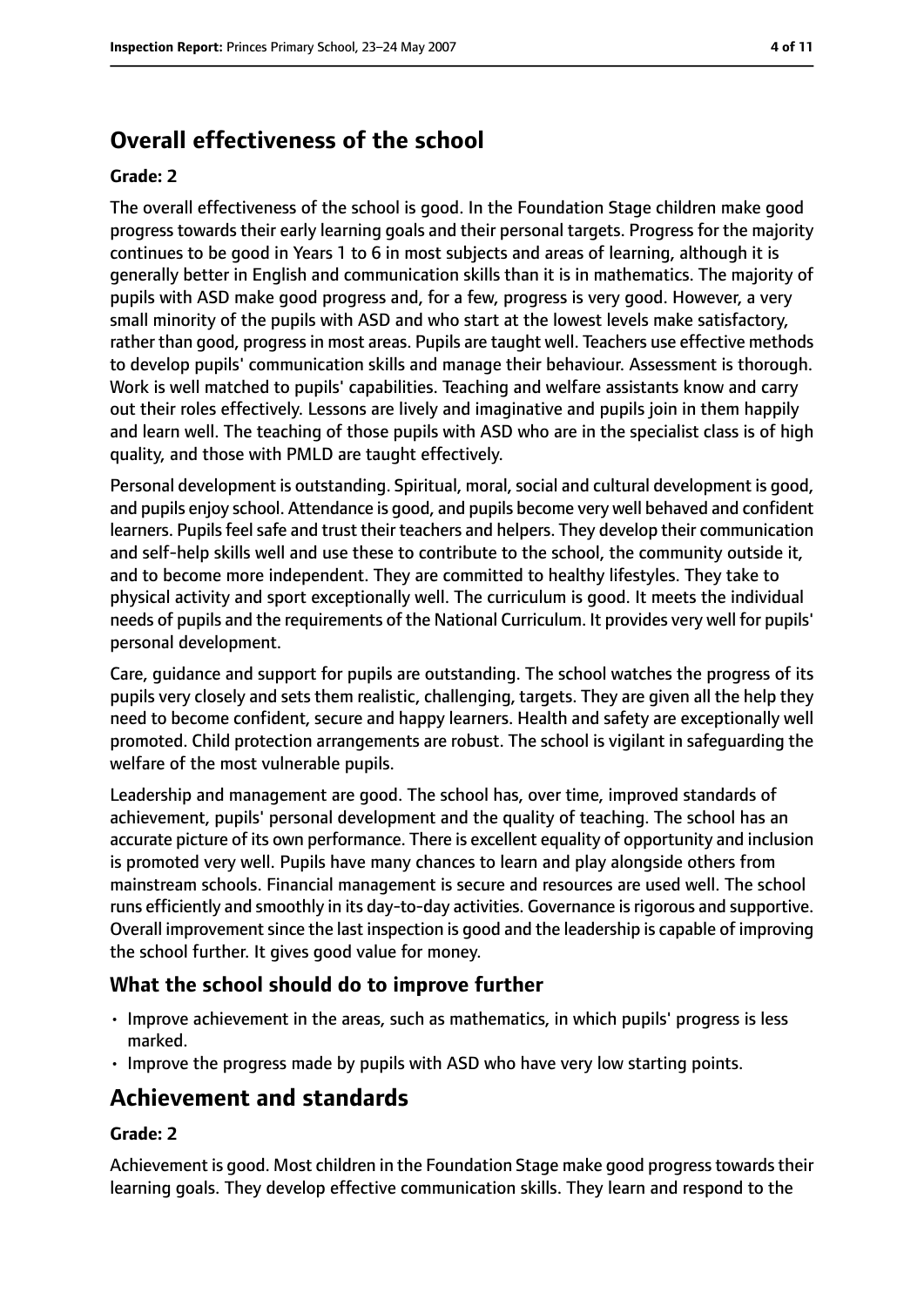## Overall effectiveness of the school

### Grade: 2

The overall effectiveness of the school is good. In the Foundation Stage children make good progress towards their early learning goals and their personal targets. Progress for the majority continues to be good in Years 1 to 6 in most subjects and areas of learning, although it is generally better in English and communication skills than it is in mathematics. The majority of pupils with ASD make good progress and, for a few, progress is very good. However, a very small minority of the pupils with ASD and who start at the lowest levels make satisfactory, rather than good, progress in most areas. Pupils are taught well. Teachers use effective methods to develop pupils' communication skills and manage their behaviour. Assessment is thorough. Work is well matched to pupils' capabilities. Teaching and welfare assistants know and carry out their roles effectively. Lessons are lively and imaginative and pupils join in them happily and learn well. The teaching of those pupils with ASD who are in the specialist class is of high quality, and those with PMLD are taught effectively.

Personal development is outstanding. Spiritual, moral, social and cultural development is good, and pupils enjoy school. Attendance is good, and pupils become very well behaved and confident learners. Pupils feel safe and trust their teachers and helpers. They develop their communication and self-help skills well and use these to contribute to the school, the community outside it, and to become more independent. They are committed to healthy lifestyles. They take to physical activity and sport exceptionally well. The curriculum is good. It meets the individual needs of pupils and the requirements of the National Curriculum. It provides very well for pupils' personal development.

Care, guidance and support for pupils are outstanding. The school watches the progress of its pupils very closely and sets them realistic, challenging, targets. They are given all the help they need to become confident, secure and happy learners. Health and safety are exceptionally well promoted. Child protection arrangements are robust. The school is vigilant in safeguarding the welfare of the most vulnerable pupils.

Leadership and management are good. The school has, over time, improved standards of achievement, pupils' personal development and the quality of teaching. The school has an accurate picture of its own performance. There is excellent equality of opportunity and inclusion is promoted very well. Pupils have many chances to learn and play alongside others from mainstream schools. Financial management is secure and resources are used well. The school runs efficiently and smoothly in its day-to-day activities. Governance is rigorous and supportive. Overall improvement since the last inspection is good and the leadership is capable of improving the school further. It gives good value for money.

### What the school should do to improve further

- Improve achievement in the areas, such as mathematics, in which pupils' progress is less marked.
- Improve the progress made by pupils with ASD who have very low starting points.

## Achievement and standards

### Grade: 2

Achievement is good. Most children in the Foundation Stage make good progress towards their learning goals. They develop effective communication skills. They learn and respond to the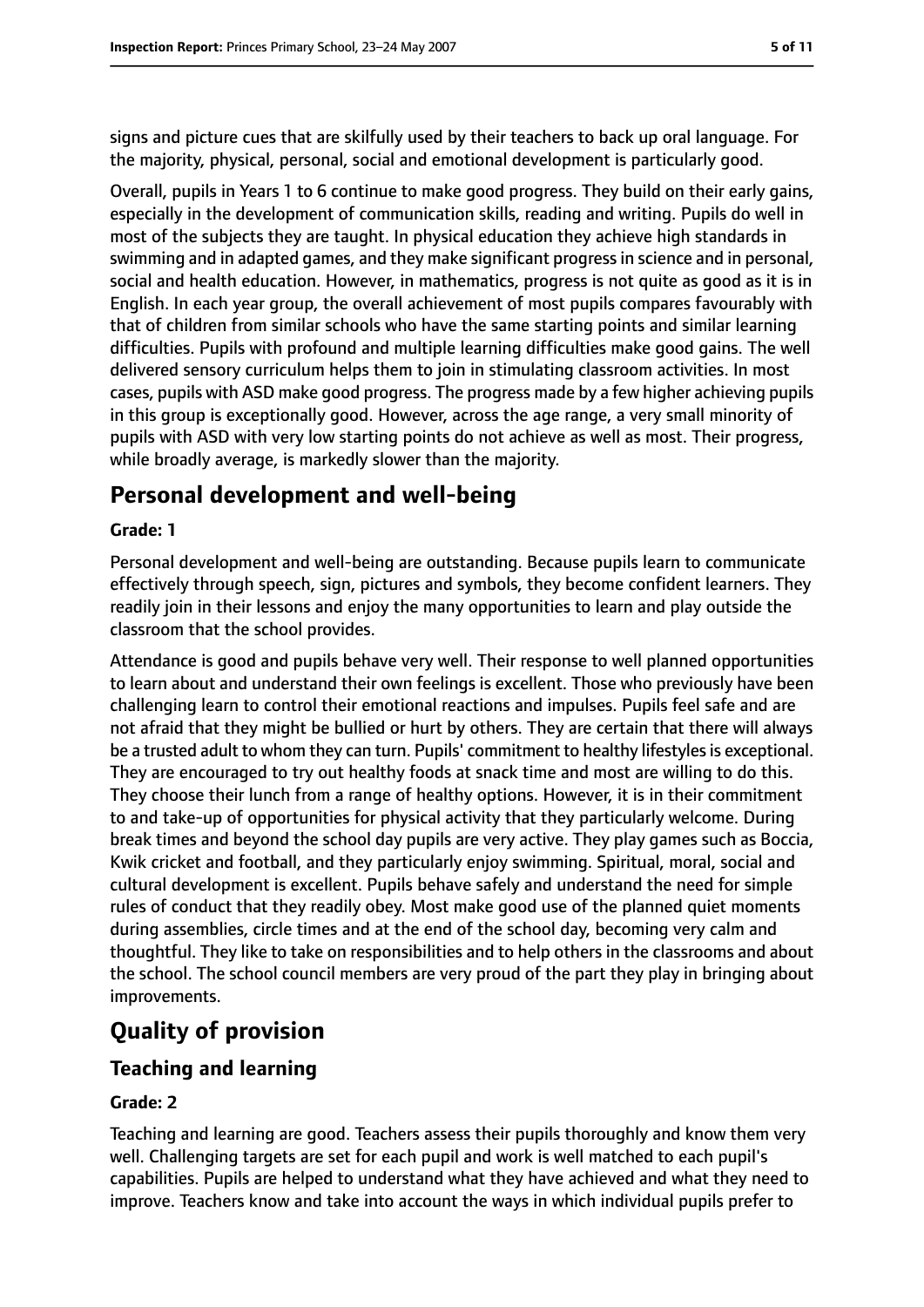signs and picture cues that are skilfully used by their teachers to back up oral language. For the majority, physical, personal, social and emotional development is particularly good.

Overall, pupils in Years 1 to 6 continue to make good progress. They build on their early gains, especially in the development of communication skills, reading and writing. Pupils do well in most of the subjects they are taught. In physical education they achieve high standards in swimming and in adapted games, and they make significant progress in science and in personal, social and health education. However, in mathematics, progress is not quite as good as it is in English. In each year group, the overall achievement of most pupils compares favourably with that of children from similar schools who have the same starting points and similar learning difficulties. Pupils with profound and multiple learning difficulties make good gains. The well delivered sensory curriculum helps them to join in stimulating classroom activities. In most cases, pupils with ASD make good progress. The progress made by a few higher achieving pupils in this group is exceptionally good. However, across the age range, a very small minority of pupils with ASD with very low starting points do not achieve as well as most. Their progress, while broadly average, is markedly slower than the majority.

## Personal development and well-being

**Grade: 1**

Personal development and well-being are outstanding. Because pupils learn to communicate effectively through speech, sign, pictures and symbols, they become confident learners. They readily join in their lessons and enjoy the many opportunities to learn and play outside the classroom that the school provides.

Attendance is good and pupils behave very well. Their response to well planned opportunities to learn about and understand their own feelings is excellent. Those who previously have been challenging learn to control their emotional reactions and impulses. Pupils feel safe and are not afraid that they might be bullied or hurt by others. They are certain that there will always be a trusted adult to whom they can turn. Pupils' commitment to healthy lifestyles is exceptional. They are encouraged to try out healthy foods at snack time and most are willing to do this. They choose their lunch from a range of healthy options. However, it is in their commitment to and take-up of opportunities for physical activity that they particularly welcome. During break times and beyond the school day pupils are very active. They play games such as Boccia, Kwik cricket and football, and they particularly enjoy swimming. Spiritual, moral, social and cultural development is excellent. Pupils behave safely and understand the need for simple rules of conduct that they readily obey. Most make good use of the planned quiet moments during assemblies, circle times and at the end of the school day, becoming very calm and thoughtful. They like to take on responsibilities and to help others in the classrooms and about the school. The school council members are very proud of the part they play in bringing about improvements.

# Quality of provision

## Teaching and learning

**Grade: 2**

Teaching and learning are good. Teachers assess their pupils thoroughly and know them very well. Challenging targets are set for each pupil and work is well matched to each pupil's capabilities. Pupils are helped to understand what they have achieved and what they need to improve. Teachers know and take into account the ways in which individual pupils prefer to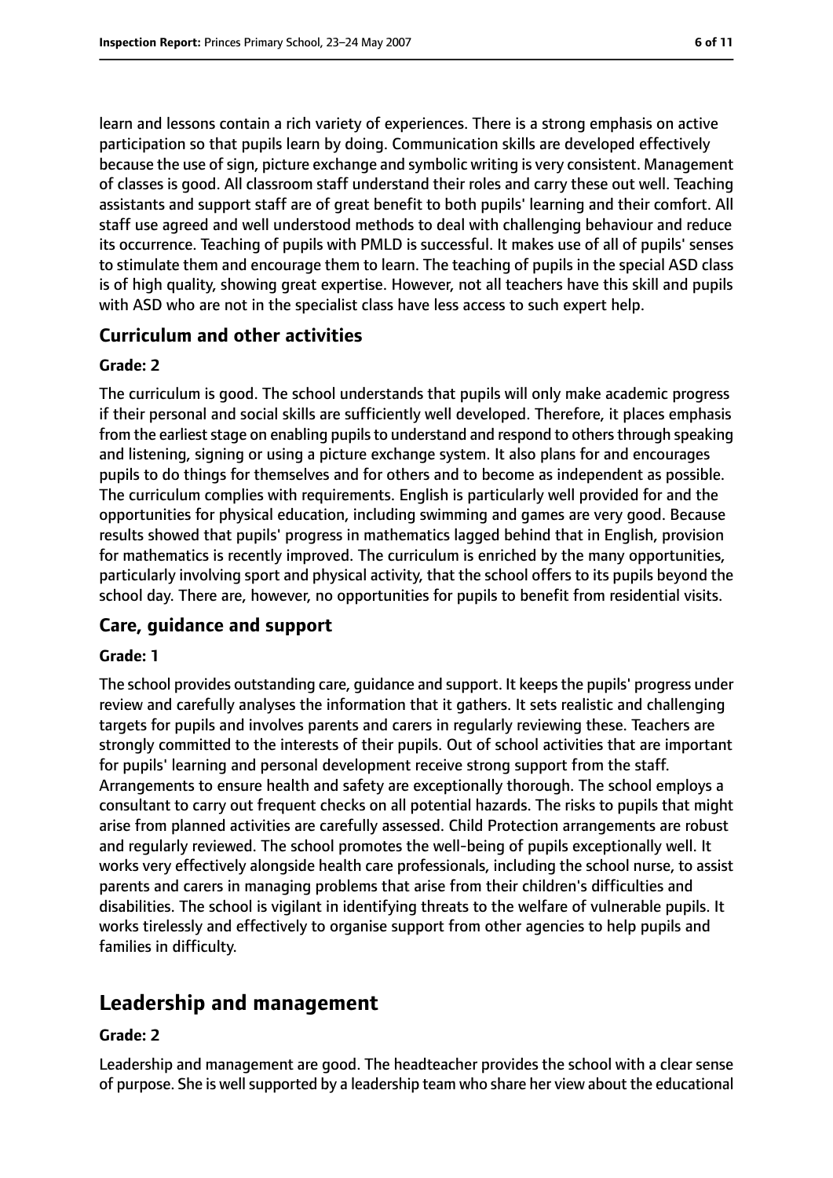learn and lessons contain a rich variety of experiences. There is a strong emphasis on active participation so that pupils learn by doing. Communication skills are developed effectively because the use of sign, picture exchange and symbolic writing is very consistent. Management of classes is good. All classroom staff understand their roles and carry these out well. Teaching assistants and support staff are of great benefit to both pupils' learning and their comfort. All staff use agreed and well understood methods to deal with challenging behaviour and reduce its occurrence. Teaching of pupils with PMLD is successful. It makes use of all of pupils' senses to stimulate them and encourage them to learn. The teaching of pupils in the special ASD class is of high quality, showing great expertise. However, not all teachers have this skill and pupils with ASD who are not in the specialist class have less access to such expert help.

### Curriculum and other activities

#### Grade: 2

The curriculum is good. The school understands that pupils will only make academic progress if their personal and social skills are sufficiently well developed. Therefore, it places emphasis from the earliest stage on enabling pupils to understand and respond to others through speaking and listening, signing or using a picture exchange system. It also plans for and encourages pupils to do things for themselves and for others and to become as independent as possible. The curriculum complies with requirements. English is particularly well provided for and the opportunities for physical education, including swimming and games are very good. Because results showed that pupils' progress in mathematics lagged behind that in English, provision for mathematics is recently improved. The curriculum is enriched by the many opportunities, particularly involving sport and physical activity, that the school offers to its pupils beyond the school day. There are, however, no opportunities for pupils to benefit from residential visits.

### Care, guidance and support

#### Grade: 1

The school provides outstanding care, guidance and support. It keeps the pupils' progress under review and carefully analyses the information that it gathers. It sets realistic and challenging targets for pupils and involves parents and carers in regularly reviewing these. Teachers are strongly committed to the interests of their pupils. Out of school activities that are important for pupils' learning and personal development receive strong support from the staff. Arrangements to ensure health and safety are exceptionally thorough. The school employs a consultant to carry out frequent checks on all potential hazards. The risks to pupils that might arise from planned activities are carefully assessed. Child Protection arrangements are robust and regularly reviewed. The school promotes the well-being of pupils exceptionally well. It works very effectively alongside health care professionals, including the school nurse, to assist parents and carers in managing problems that arise from their children's difficulties and disabilities. The school is vigilant in identifying threats to the welfare of vulnerable pupils. It works tirelessly and effectively to organise support from other agencies to help pupils and families in difficulty.

## Leadership and management

#### Grade: 2

Leadership and management are good. The headteacher provides the school with a clear sense of purpose. She is well supported by a leadership team who share her view about the educational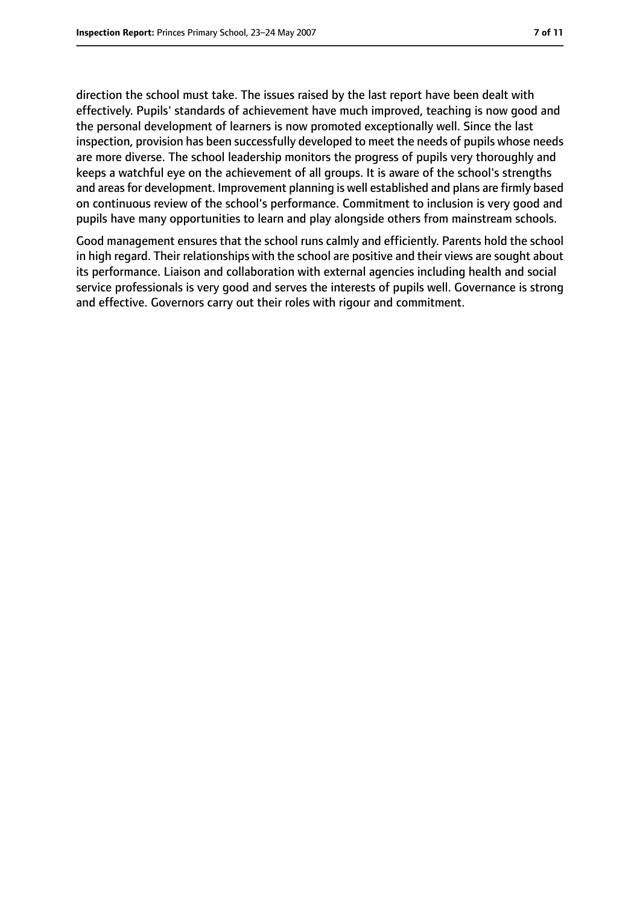direction the school must take. The issues raised by the last report have been dealt with effectively. Pupils' standards of achievement have much improved, teaching is now good and the personal development of learners is now promoted exceptionally well. Since the last inspection, provision has been successfully developed to meet the needs of pupils whose needs are more diverse. The school leadership monitors the progress of pupils very thoroughly and keeps a watchful eye on the achievement of all groups. It is aware of the school's strengths and areas for development. Improvement planning is well established and plans are firmly based on continuous review of the school's performance. Commitment to inclusion is very good and pupils have many opportunities to learn and play alongside others from mainstream schools.

Good management ensures that the school runs calmly and efficiently. Parents hold the school in high regard. Their relationships with the school are positive and their views are sought about its performance. Liaison and collaboration with external agencies including health and social service professionals is very good and serves the interests of pupils well. Governance is strong and effective. Governors carry out their roles with rigour and commitment.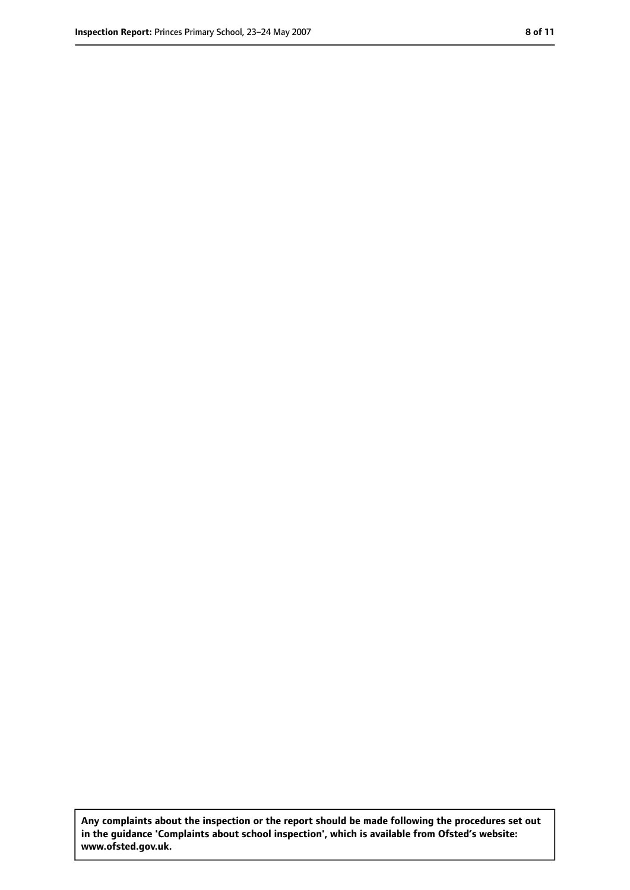**Any complaints about the inspection or the report should be made following the procedures set out in the guidance 'Complaints about school inspection', which is available from Ofsted's website: www.ofsted.gov.uk.**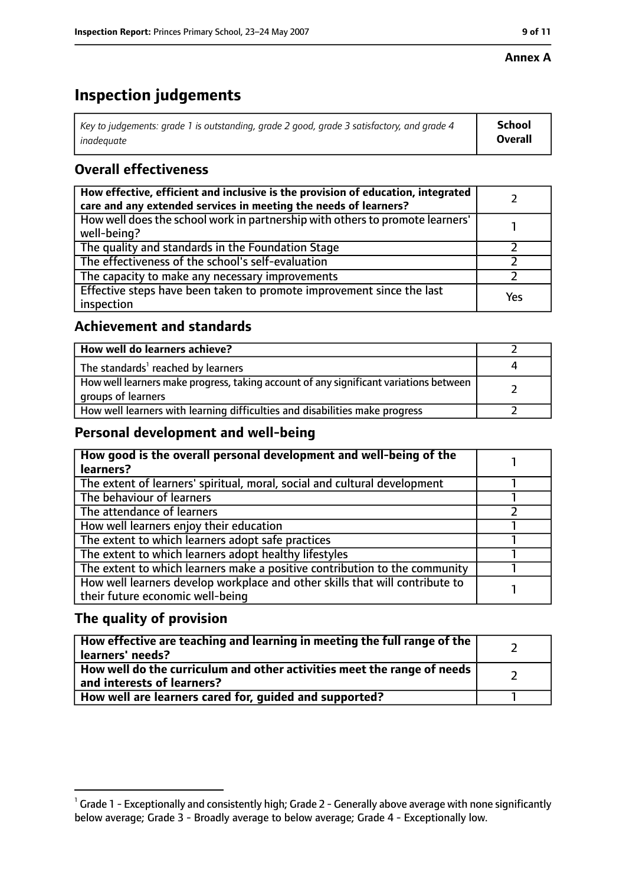**Annex A**

# Inspection judgements

| *Key to judgements: grade 1 is outstanding, grade 2 good, grade 3 satisfactory, and grade 4 inadequate* | **School Overall** |
|---|---|

## Overall effectiveness

| | |
|---|---|
| **How effective, efficient and inclusive is the provision of education, integrated care and any extended services in meeting the needs of learners?** | 2 |
| How well does the school work in partnership with others to promote learners' well-being? | 1 |
| The quality and standards in the Foundation Stage | 2 |
| The effectiveness of the school's self-evaluation | 2 |
| The capacity to make any necessary improvements | 2 |
| Effective steps have been taken to promote improvement since the last inspection | Yes |

## Achievement and standards

| | |
|---|---|
| **How well do learners achieve?** | 2 |
| The standards[1] reached by learners | 4 |
| How well learners make progress, taking account of any significant variations between groups of learners | 2 |
| How well learners with learning difficulties and disabilities make progress | 2 |

## Personal development and well-being

| | |
|---|---|
| **How good is the overall personal development and well-being of the learners?** | 1 |
| The extent of learners' spiritual, moral, social and cultural development | 1 |
| The behaviour of learners | 1 |
| The attendance of learners | 2 |
| How well learners enjoy their education | 1 |
| The extent to which learners adopt safe practices | 1 |
| The extent to which learners adopt healthy lifestyles | 1 |
| The extent to which learners make a positive contribution to the community | 1 |
| How well learners develop workplace and other skills that will contribute to their future economic well-being | 1 |

## The quality of provision

| | |
|---|---|
| **How effective are teaching and learning in meeting the full range of the learners' needs?** | 2 |
| **How well do the curriculum and other activities meet the range of needs and interests of learners?** | 2 |
| **How well are learners cared for, guided and supported?** | 1 |

[1] Grade 1 - Exceptionally and consistently high; Grade 2 - Generally above average with none significantly below average; Grade 3 - Broadly average to below average; Grade 4 - Exceptionally low.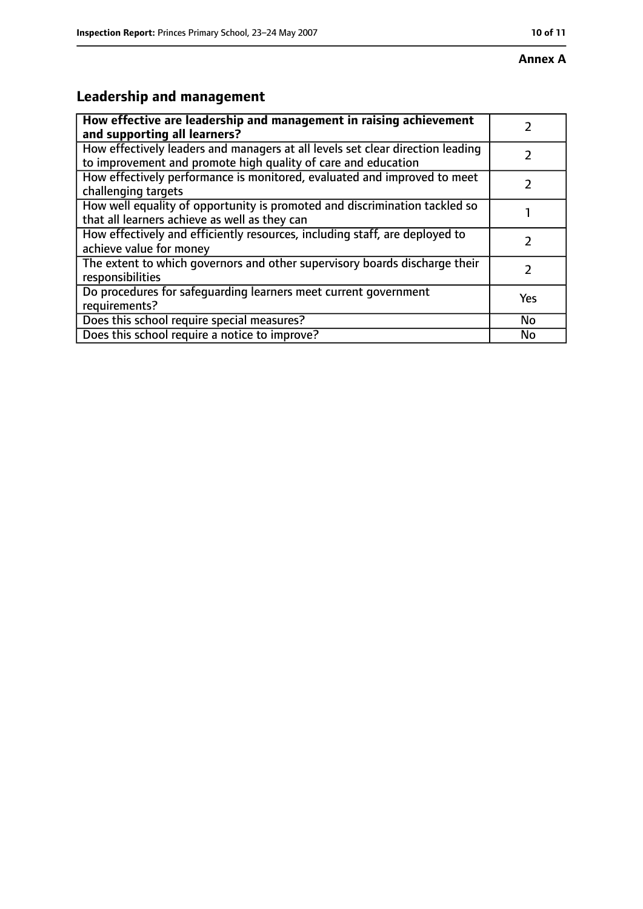**Annex A**

## Leadership and management

| **How effective are leadership and management in raising achievement and supporting all learners?** | 2 |
|---|---|
| How effectively leaders and managers at all levels set clear direction leading to improvement and promote high quality of care and education | 2 |
| How effectively performance is monitored, evaluated and improved to meet challenging targets | 2 |
| How well equality of opportunity is promoted and discrimination tackled so that all learners achieve as well as they can | 1 |
| How effectively and efficiently resources, including staff, are deployed to achieve value for money | 2 |
| The extent to which governors and other supervisory boards discharge their responsibilities | 2 |
| Do procedures for safeguarding learners meet current government requirements? | Yes |
| Does this school require special measures? | No |
| Does this school require a notice to improve? | No |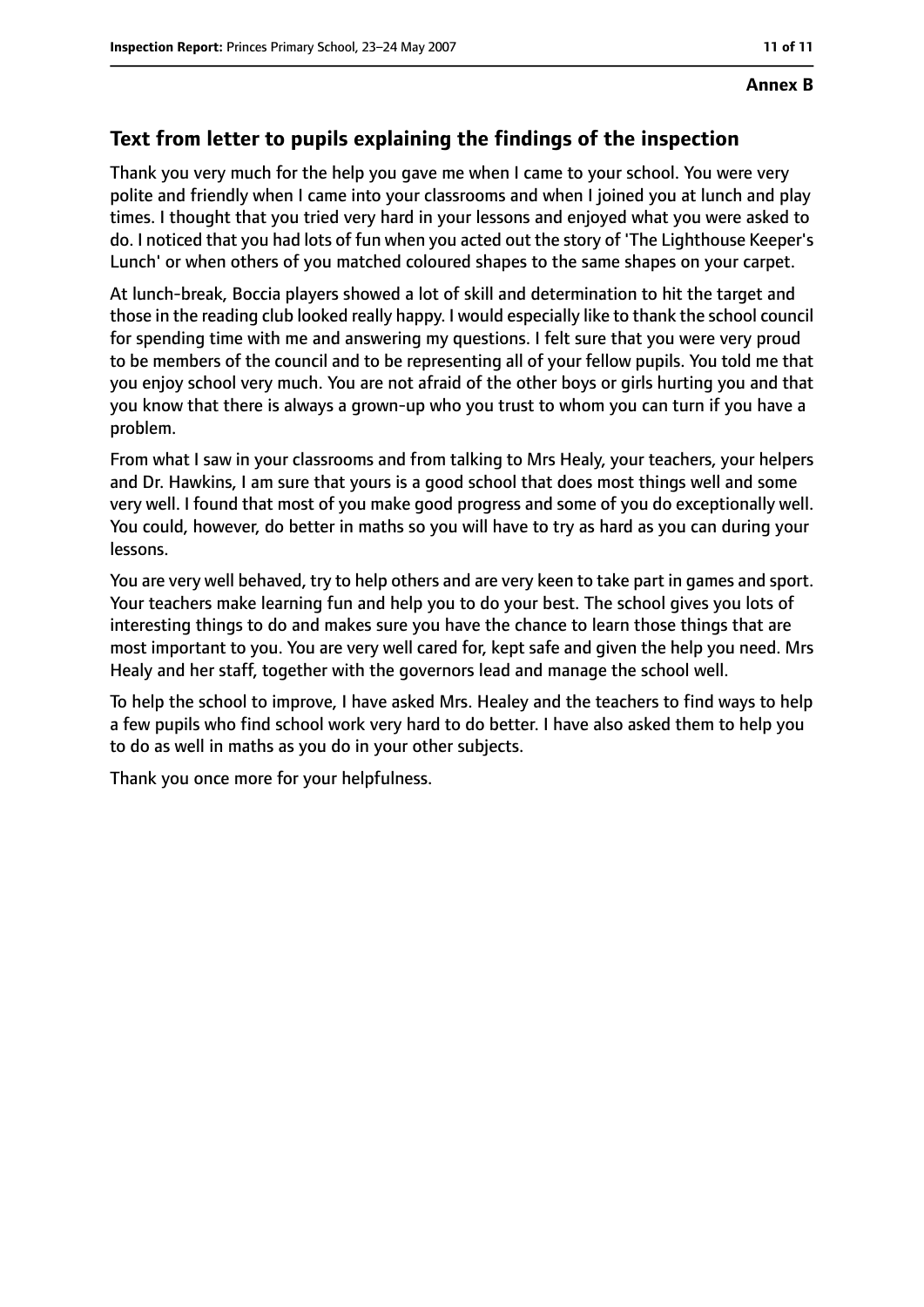**Annex B**

## Text from letter to pupils explaining the findings of the inspection

Thank you very much for the help you gave me when I came to your school. You were very polite and friendly when I came into your classrooms and when I joined you at lunch and play times. I thought that you tried very hard in your lessons and enjoyed what you were asked to do. I noticed that you had lots of fun when you acted out the story of 'The Lighthouse Keeper's Lunch' or when others of you matched coloured shapes to the same shapes on your carpet.

At lunch-break, Boccia players showed a lot of skill and determination to hit the target and those in the reading club looked really happy. I would especially like to thank the school council for spending time with me and answering my questions. I felt sure that you were very proud to be members of the council and to be representing all of your fellow pupils. You told me that you enjoy school very much. You are not afraid of the other boys or girls hurting you and that you know that there is always a grown-up who you trust to whom you can turn if you have a problem.

From what I saw in your classrooms and from talking to Mrs Healy, your teachers, your helpers and Dr. Hawkins, I am sure that yours is a good school that does most things well and some very well. I found that most of you make good progress and some of you do exceptionally well. You could, however, do better in maths so you will have to try as hard as you can during your lessons.

You are very well behaved, try to help others and are very keen to take part in games and sport. Your teachers make learning fun and help you to do your best. The school gives you lots of interesting things to do and makes sure you have the chance to learn those things that are most important to you. You are very well cared for, kept safe and given the help you need. Mrs Healy and her staff, together with the governors lead and manage the school well.

To help the school to improve, I have asked Mrs. Healey and the teachers to find ways to help a few pupils who find school work very hard to do better. I have also asked them to help you to do as well in maths as you do in your other subjects.

Thank you once more for your helpfulness.